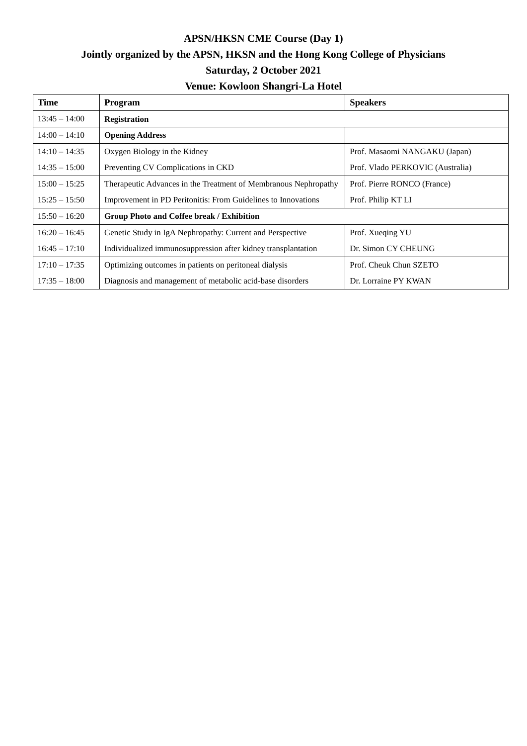# APSN/HKSN CME Course (Day 1)

## Jointly organized by the APSN, HKSN and the Hong Kong College of Physicians

## Saturday, 2 October 2021

## Venue: Kowloon Shangri-La Hotel

| Time | Program | Speakers |
|---|---|---|
| 13:45 – 14:00 | **Registration** | |
| 14:00 – 14:10 | **Opening Address** | |
| 14:10 – 14:35 | Oxygen Biology in the Kidney | Prof. Masaomi NANGAKU (Japan) |
| 14:35 – 15:00 | Preventing CV Complications in CKD | Prof. Vlado PERKOVIC (Australia) |
| 15:00 – 15:25 | Therapeutic Advances in the Treatment of Membranous Nephropathy | Prof. Pierre RONCO (France) |
| 15:25 – 15:50 | Improvement in PD Peritonitis: From Guidelines to Innovations | Prof. Philip KT LI |
| 15:50 – 16:20 | **Group Photo and Coffee break / Exhibition** | |
| 16:20 – 16:45 | Genetic Study in IgA Nephropathy: Current and Perspective | Prof. Xueqing YU |
| 16:45 – 17:10 | Individualized immunosuppression after kidney transplantation | Dr. Simon CY CHEUNG |
| 17:10 – 17:35 | Optimizing outcomes in patients on peritoneal dialysis | Prof. Cheuk Chun SZETO |
| 17:35 – 18:00 | Diagnosis and management of metabolic acid-base disorders | Dr. Lorraine PY KWAN |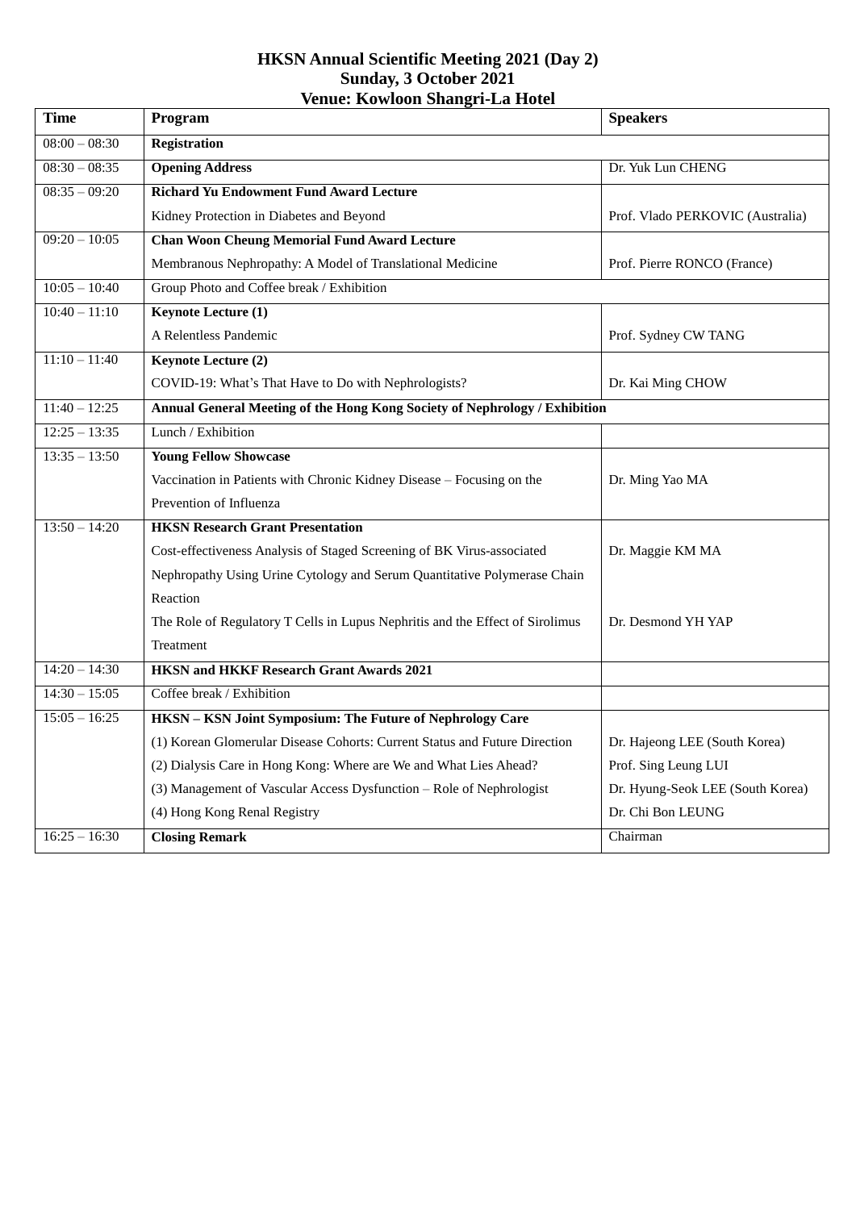**HKSN Annual Scientific Meeting 2021 (Day 2)**
**Sunday, 3 October 2021**
**Venue: Kowloon Shangri-La Hotel**

| Time | Program | Speakers |
|---|---|---|
| 08:00 – 08:30 | **Registration** | |
| 08:30 – 08:35 | **Opening Address** | Dr. Yuk Lun CHENG |
| 08:35 – 09:20 | **Richard Yu Endowment Fund Award Lecture**<br>Kidney Protection in Diabetes and Beyond | Prof. Vlado PERKOVIC (Australia) |
| 09:20 – 10:05 | **Chan Woon Cheung Memorial Fund Award Lecture**<br>Membranous Nephropathy: A Model of Translational Medicine | Prof. Pierre RONCO (France) |
| 10:05 – 10:40 | Group Photo and Coffee break / Exhibition | |
| 10:40 – 11:10 | **Keynote Lecture (1)**<br>A Relentless Pandemic | Prof. Sydney CW TANG |
| 11:10 – 11:40 | **Keynote Lecture (2)**<br>COVID-19: What's That Have to Do with Nephrologists? | Dr. Kai Ming CHOW |
| 11:40 – 12:25 | **Annual General Meeting of the Hong Kong Society of Nephrology / Exhibition** | |
| 12:25 – 13:35 | Lunch / Exhibition | |
| 13:35 – 13:50 | **Young Fellow Showcase**<br>Vaccination in Patients with Chronic Kidney Disease – Focusing on the Prevention of Influenza | Dr. Ming Yao MA |
| 13:50 – 14:20 | **HKSN Research Grant Presentation**<br>Cost-effectiveness Analysis of Staged Screening of BK Virus-associated Nephropathy Using Urine Cytology and Serum Quantitative Polymerase Chain Reaction<br>The Role of Regulatory T Cells in Lupus Nephritis and the Effect of Sirolimus Treatment | Dr. Maggie KM MA<br><br>Dr. Desmond YH YAP |
| 14:20 – 14:30 | **HKSN and HKKF Research Grant Awards 2021** | |
| 14:30 – 15:05 | Coffee break / Exhibition | |
| 15:05 – 16:25 | **HKSN – KSN Joint Symposium: The Future of Nephrology Care**<br>(1) Korean Glomerular Disease Cohorts: Current Status and Future Direction<br>(2) Dialysis Care in Hong Kong: Where are We and What Lies Ahead?<br>(3) Management of Vascular Access Dysfunction – Role of Nephrologist<br>(4) Hong Kong Renal Registry | Dr. Hajeong LEE (South Korea)<br>Prof. Sing Leung LUI<br>Dr. Hyung-Seok LEE (South Korea)<br>Dr. Chi Bon LEUNG |
| 16:25 – 16:30 | **Closing Remark** | Chairman |